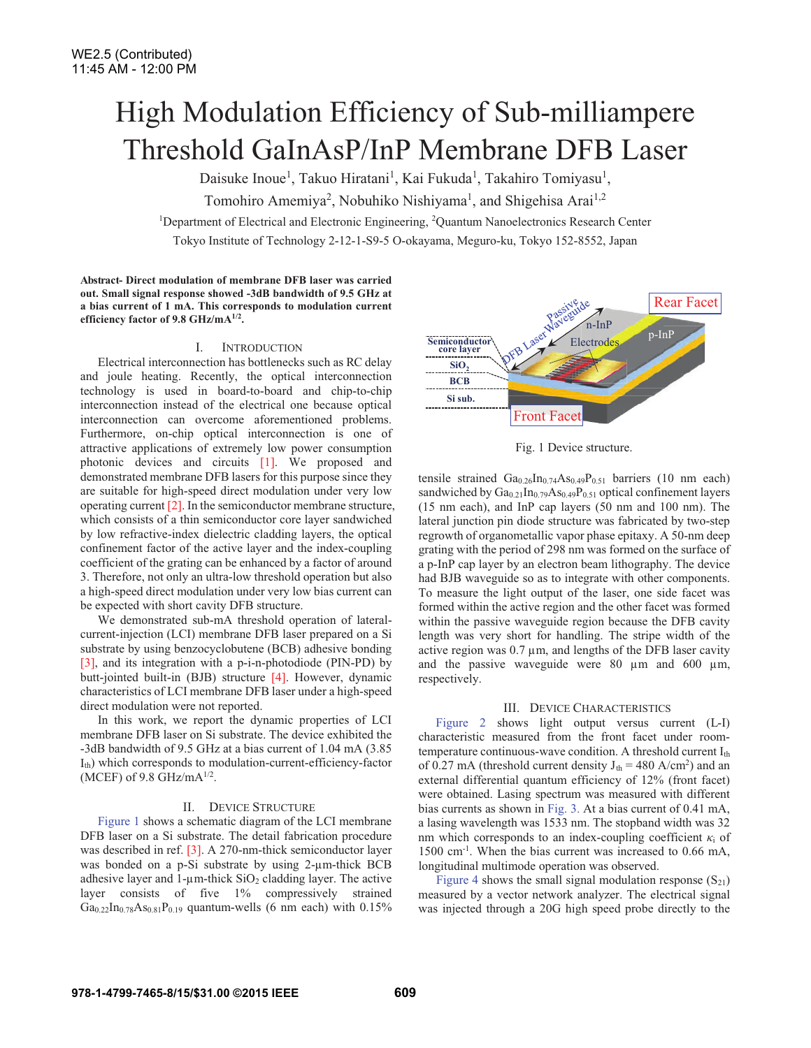WE2.5 (Contributed)
11:45 AM - 12:00 PM

# High Modulation Efficiency of Sub-milliampere Threshold GaInAsP/InP Membrane DFB Laser

Daisuke Inoue[1], Takuo Hiratani[1], Kai Fukuda[1], Takahiro Tomiyasu[1], Tomohiro Amemiya[2], Nobuhiko Nishiyama[1], and Shigehisa Arai[1,2]

[1]Department of Electrical and Electronic Engineering, [2]Quantum Nanoelectronics Research Center
Tokyo Institute of Technology 2-12-1-S9-5 O-okayama, Meguro-ku, Tokyo 152-8552, Japan

**Abstract- Direct modulation of membrane DFB laser was carried out. Small signal response showed -3dB bandwidth of 9.5 GHz at a bias current of 1 mA. This corresponds to modulation current efficiency factor of 9.8 GHz/mA$^{1/2}$.**

## I. Introduction

Electrical interconnection has bottlenecks such as RC delay and joule heating. Recently, the optical interconnection technology is used in board-to-board and chip-to-chip interconnection instead of the electrical one because optical interconnection can overcome aforementioned problems. Furthermore, on-chip optical interconnection is one of attractive applications of extremely low power consumption photonic devices and circuits [1]. We proposed and demonstrated membrane DFB lasers for this purpose since they are suitable for high-speed direct modulation under very low operating current [2]. In the semiconductor membrane structure, which consists of a thin semiconductor core layer sandwiched by low refractive-index dielectric cladding layers, the optical confinement factor of the active layer and the index-coupling coefficient of the grating can be enhanced by a factor of around 3. Therefore, not only an ultra-low threshold operation but also a high-speed direct modulation under very low bias current can be expected with short cavity DFB structure.

We demonstrated sub-mA threshold operation of lateral-current-injection (LCI) membrane DFB laser prepared on a Si substrate by using benzocyclobutene (BCB) adhesive bonding [3], and its integration with a p-i-n-photodiode (PIN-PD) by butt-jointed built-in (BJB) structure [4]. However, dynamic characteristics of LCI membrane DFB laser under a high-speed direct modulation were not reported.

In this work, we report the dynamic properties of LCI membrane DFB laser on Si substrate. The device exhibited the -3dB bandwidth of 9.5 GHz at a bias current of 1.04 mA (3.85 $I_{th}$) which corresponds to modulation-current-efficiency-factor (MCEF) of 9.8 GHz/mA$^{1/2}$.

## II. Device Structure

Figure 1 shows a schematic diagram of the LCI membrane DFB laser on a Si substrate. The detail fabrication procedure was described in ref. [3]. A 270-nm-thick semiconductor layer was bonded on a p-Si substrate by using 2-µm-thick BCB adhesive layer and 1-µm-thick $SiO_2$ cladding layer. The active layer consists of five 1% compressively strained $Ga_{0.22}In_{0.78}As_{0.81}P_{0.19}$ quantum-wells (6 nm each) with 0.15% tensile strained $Ga_{0.26}In_{0.74}As_{0.49}P_{0.51}$ barriers (10 nm each) sandwiched by $Ga_{0.21}In_{0.79}As_{0.49}P_{0.51}$ optical confinement layers (15 nm each), and InP cap layers (50 nm and 100 nm). The lateral junction pin diode structure was fabricated by two-step regrowth of organometallic vapor phase epitaxy. A 50-nm deep grating with the period of 298 nm was formed on the surface of a p-InP cap layer by an electron beam lithography. The device had BJB waveguide so as to integrate with other components. To measure the light output of the laser, one side facet was formed within the active region and the other facet was formed within the passive waveguide region because the DFB cavity length was very short for handling. The stripe width of the active region was 0.7 µm, and lengths of the DFB laser cavity and the passive waveguide were 80 µm and 600 µm, respectively.

Fig. 1 Device structure.

## III. Device Characteristics

Figure 2 shows light output versus current (L-I) characteristic measured from the front facet under room-temperature continuous-wave condition. A threshold current $I_{th}$ of 0.27 mA (threshold current density $J_{th}$ = 480 A/cm$^2$) and an external differential quantum efficiency of 12% (front facet) were obtained. Lasing spectrum was measured with different bias currents as shown in Fig. 3. At a bias current of 0.41 mA, a lasing wavelength was 1533 nm. The stopband width was 32 nm which corresponds to an index-coupling coefficient $\kappa_i$ of 1500 cm$^{-1}$. When the bias current was increased to 0.66 mA, longitudinal multimode operation was observed.

Figure 4 shows the small signal modulation response ($S_{21}$) measured by a vector network analyzer. The electrical signal was injected through a 20G high speed probe directly to the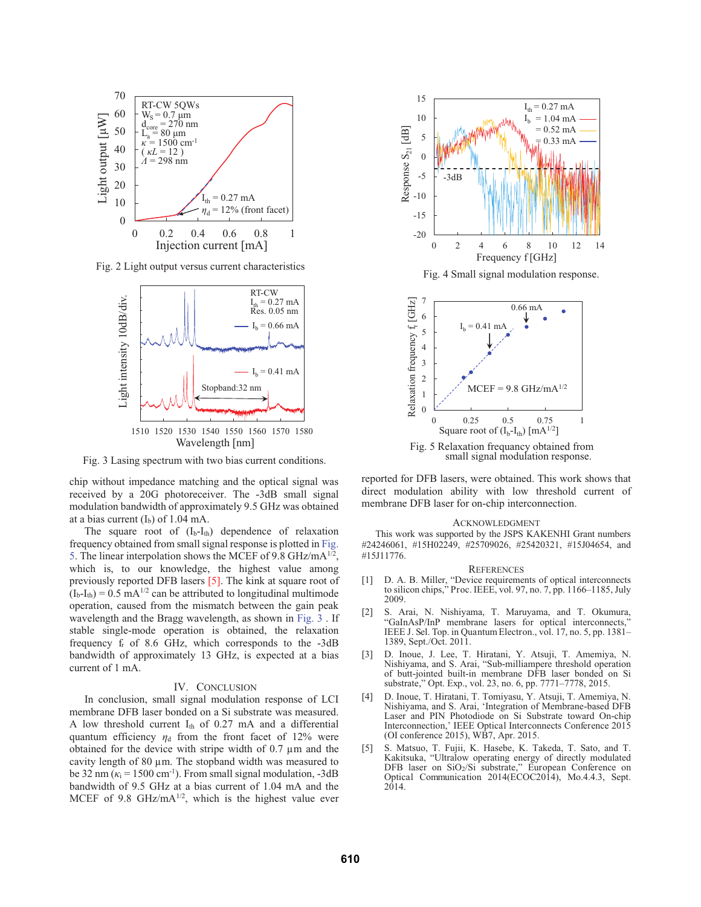70
60
50
40
30
20
10
0
Light output [μW]

RT-CW 5QWs
$W_S$ = 0.7 μm
$d_{core}$ = 270 nm
$L_a$ = 80 μm
$\kappa$ = 1500 cm$^{-1}$
( $\kappa L$ = 12 )
$\Lambda$ = 298 nm

$I_{th}$ = 0.27 mA
$\eta_d$ = 12% (front facet)

0 0.2 0.4 0.6 0.8 1
Injection current [mA]

Fig. 2 Light output versus current characteristics

Light intensity 10dB/div.

RT-CW
$I_{th}$ = 0.27 mA
Res. 0.05 nm

$I_b$ = 0.66 mA

$I_b$ = 0.41 mA

Stopband:32 nm

1510 1520 1530 1540 1550 1560 1570 1580
Wavelength [nm]

Fig. 3 Lasing spectrum with two bias current conditions.

chip without impedance matching and the optical signal was received by a 20G photoreceiver. The -3dB small signal modulation bandwidth of approximately 9.5 GHz was obtained at a bias current ($I_b$) of 1.04 mA.

The square root of ($I_b$-$I_{th}$) dependence of relaxation frequency obtained from small signal response is plotted in Fig. 5. The linear interpolation shows the MCEF of 9.8 GHz/mA$^{1/2}$, which is, to our knowledge, the highest value among previously reported DFB lasers [5]. The kink at square root of ($I_b$-$I_{th}$) = 0.5 mA$^{1/2}$ can be attributed to longitudinal multimode operation, caused from the mismatch between the gain peak wavelength and the Bragg wavelength, as shown in Fig. 3 . If stable single-mode operation is obtained, the relaxation frequency $f_r$ of 8.6 GHz, which corresponds to the -3dB bandwidth of approximately 13 GHz, is expected at a bias current of 1 mA.

## IV. Conclusion

In conclusion, small signal modulation response of LCI membrane DFB laser bonded on a Si substrate was measured. A low threshold current $I_{th}$ of 0.27 mA and a differential quantum efficiency $\eta_d$ from the front facet of 12% were obtained for the device with stripe width of 0.7 μm and the cavity length of 80 μm. The stopband width was measured to be 32 nm ($\kappa_i$ = 1500 cm$^{-1}$). From small signal modulation, -3dB bandwidth of 9.5 GHz at a bias current of 1.04 mA and the MCEF of 9.8 GHz/mA$^{1/2}$, which is the highest value ever reported for DFB lasers, were obtained. This work shows that direct modulation ability with low threshold current of membrane DFB laser for on-chip interconnection.

15
10
5
0
-5
-10
-15
-20
Response $S_{21}$ [dB]

$I_{th}$ = 0.27 mA
$I_b$ = 1.04 mA
= 0.52 mA
= 0.33 mA

-3dB

0 2 4 6 8 10 12 14
Frequency f [GHz]

Fig. 4 Small signal modulation response.

7
6
5
4
3
2
1
0
Relaxation frequency $f_r$ [GHz]

0.66 mA
$I_b$ = 0.41 mA

MCEF = 9.8 GHz/mA$^{1/2}$

0 0.25 0.5 0.75 1
Square root of ($I_b$-$I_{th}$) [mA$^{1/2}$]

Fig. 5 Relaxation frequancy obtained from small signal modulation response.

## Acknowledgment

This work was supported by the JSPS KAKENHI Grant numbers #24246061, #15H02249, #25709026, #25420321, #15J04654, and #15J11776.

## References

[1] D. A. B. Miller, "Device requirements of optical interconnects to silicon chips," Proc. IEEE, vol. 97, no. 7, pp. 1166–1185, July 2009.

[2] S. Arai, N. Nishiyama, T. Maruyama, and T. Okumura, "GaInAsP/InP membrane lasers for optical interconnects," IEEE J. Sel. Top. in Quantum Electron., vol. 17, no. 5, pp. 1381–1389, Sept./Oct. 2011.

[3] D. Inoue, J. Lee, T. Hiratani, Y. Atsuji, T. Amemiya, N. Nishiyama, and S. Arai, "Sub-milliampere threshold operation of butt-jointed built-in membrane DFB laser bonded on Si substrate," Opt. Exp., vol. 23, no. 6, pp. 7771–7778, 2015.

[4] D. Inoue, T. Hiratani, T. Tomiyasu, Y. Atsuji, T. Amemiya, N. Nishiyama, and S. Arai, 'Integration of Membrane-based DFB Laser and PIN Photodiode on Si Substrate toward On-chip Interconnection,' IEEE Optical Interconnects Conference 2015 (OI conference 2015), WB7, Apr. 2015.

[5] S. Matsuo, T. Fujii, K. Hasebe, K. Takeda, T. Sato, and T. Kakitsuka, "Ultralow operating energy of directly modulated DFB laser on $SiO_2$/Si substrate," European Conference on Optical Communication 2014(ECOC2014), Mo.4.4.3, Sept. 2014.